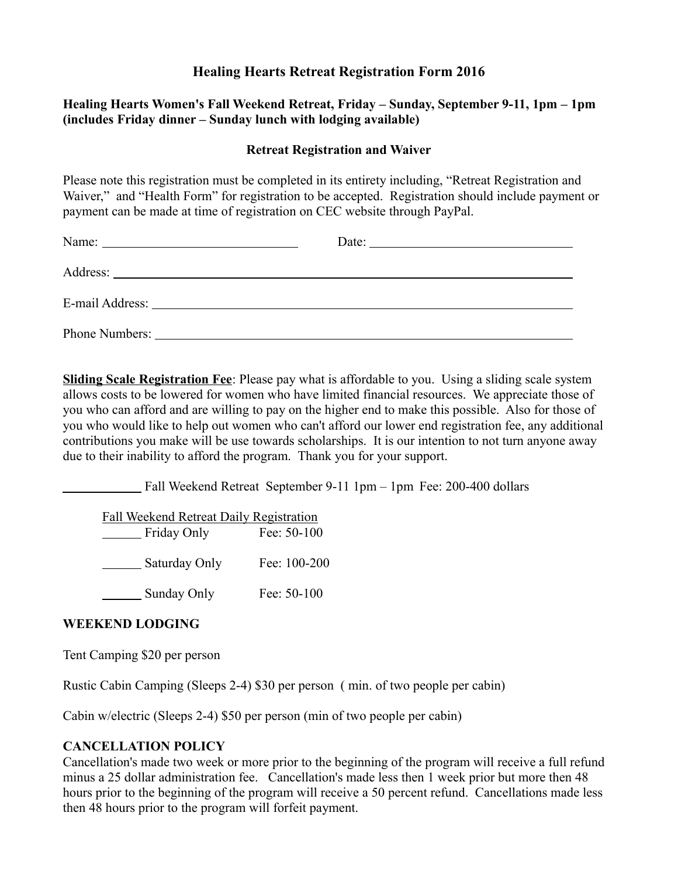# Healing Hearts Retreat Registration Form 2016

**Healing Hearts Women's Fall Weekend Retreat, Friday – Sunday, September 9-11, 1pm – 1pm (includes Friday dinner – Sunday lunch with lodging available)**

## Retreat Registration and Waiver

Please note this registration must be completed in its entirety including, "Retreat Registration and Waiver," and "Health Form" for registration to be accepted. Registration should include payment or payment can be made at time of registration on CEC website through PayPal.

Name: ______________________________ Date: ______________________________

Address: ________________________________________________________________

E-mail Address: ___________________________________________________________

Phone Numbers: ___________________________________________________________

**Sliding Scale Registration Fee**: Please pay what is affordable to you. Using a sliding scale system allows costs to be lowered for women who have limited financial resources. We appreciate those of you who can afford and are willing to pay on the higher end to make this possible. Also for those of you who would like to help out women who can't afford our lower end registration fee, any additional contributions you make will be use towards scholarships. It is our intention to not turn anyone away due to their inability to afford the program. Thank you for your support.

____________ Fall Weekend Retreat September 9-11 1pm – 1pm Fee: 200-400 dollars

Fall Weekend Retreat Daily Registration

______ Friday Only Fee: 50-100

______ Saturday Only Fee: 100-200

______ Sunday Only Fee: 50-100

**WEEKEND LODGING**

Tent Camping $20 per person

Rustic Cabin Camping (Sleeps 2-4) $30 per person ( min. of two people per cabin)

Cabin w/electric (Sleeps 2-4) $50 per person (min of two people per cabin)

**CANCELLATION POLICY**

Cancellation's made two week or more prior to the beginning of the program will receive a full refund minus a 25 dollar administration fee. Cancellation's made less then 1 week prior but more then 48 hours prior to the beginning of the program will receive a 50 percent refund. Cancellations made less then 48 hours prior to the program will forfeit payment.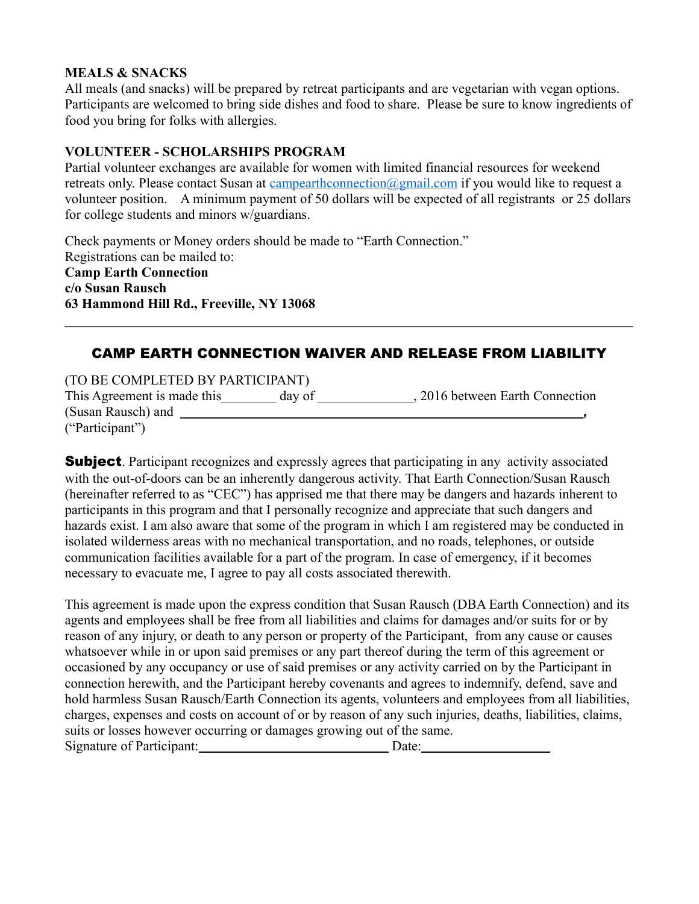**MEALS & SNACKS**

All meals (and snacks) will be prepared by retreat participants and are vegetarian with vegan options. Participants are welcomed to bring side dishes and food to share. Please be sure to know ingredients of food you bring for folks with allergies.

**VOLUNTEER - SCHOLARSHIPS PROGRAM**

Partial volunteer exchanges are available for women with limited financial resources for weekend retreats only. Please contact Susan at campearthconnection@gmail.com if you would like to request a volunteer position. A minimum payment of 50 dollars will be expected of all registrants or 25 dollars for college students and minors w/guardians.

Check payments or Money orders should be made to "Earth Connection."
Registrations can be mailed to:
**Camp Earth Connection**
**c/o Susan Rausch**
**63 Hammond Hill Rd., Freeville, NY 13068**

---

## CAMP EARTH CONNECTION WAIVER AND RELEASE FROM LIABILITY

(TO BE COMPLETED BY PARTICIPANT)
This Agreement is made this________ day of ______________, 2016 between Earth Connection (Susan Rausch) and ____________________________________________________________,
("Participant")

**Subject**. Participant recognizes and expressly agrees that participating in any activity associated with the out-of-doors can be an inherently dangerous activity. That Earth Connection/Susan Rausch (hereinafter referred to as "CEC") has apprised me that there may be dangers and hazards inherent to participants in this program and that I personally recognize and appreciate that such dangers and hazards exist. I am also aware that some of the program in which I am registered may be conducted in isolated wilderness areas with no mechanical transportation, and no roads, telephones, or outside communication facilities available for a part of the program. In case of emergency, if it becomes necessary to evacuate me, I agree to pay all costs associated therewith.

This agreement is made upon the express condition that Susan Rausch (DBA Earth Connection) and its agents and employees shall be free from all liabilities and claims for damages and/or suits for or by reason of any injury, or death to any person or property of the Participant, from any cause or causes whatsoever while in or upon said premises or any part thereof during the term of this agreement or occasioned by any occupancy or use of said premises or any activity carried on by the Participant in connection herewith, and the Participant hereby covenants and agrees to indemnify, defend, save and hold harmless Susan Rausch/Earth Connection its agents, volunteers and employees from all liabilities, charges, expenses and costs on account of or by reason of any such injuries, deaths, liabilities, claims, suits or losses however occurring or damages growing out of the same.
Signature of Participant:_____________________________ Date:____________________